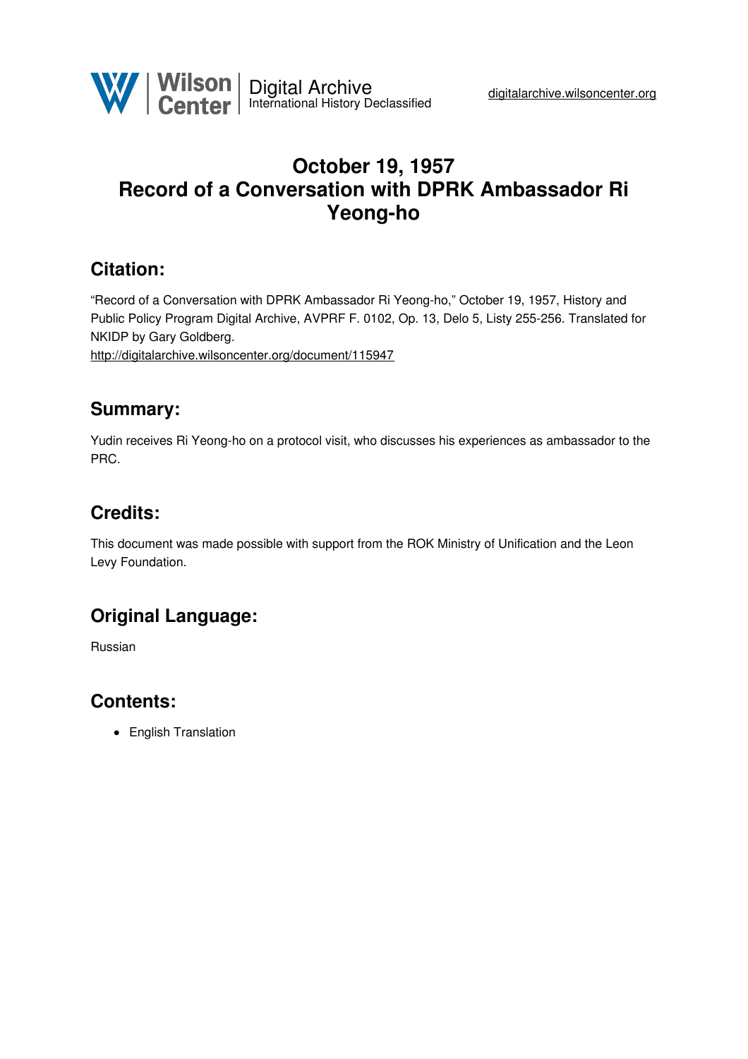# October 19, 1957
# Record of a Conversation with DPRK Ambassador Ri Yeong-ho

## Citation:

"Record of a Conversation with DPRK Ambassador Ri Yeong-ho," October 19, 1957, History and Public Policy Program Digital Archive, AVPRF F. 0102, Op. 13, Delo 5, Listy 255-256. Translated for NKIDP by Gary Goldberg.
http://digitalarchive.wilsoncenter.org/document/115947

## Summary:

Yudin receives Ri Yeong-ho on a protocol visit, who discusses his experiences as ambassador to the PRC.

## Credits:

This document was made possible with support from the ROK Ministry of Unification and the Leon Levy Foundation.

## Original Language:

Russian

## Contents:

- English Translation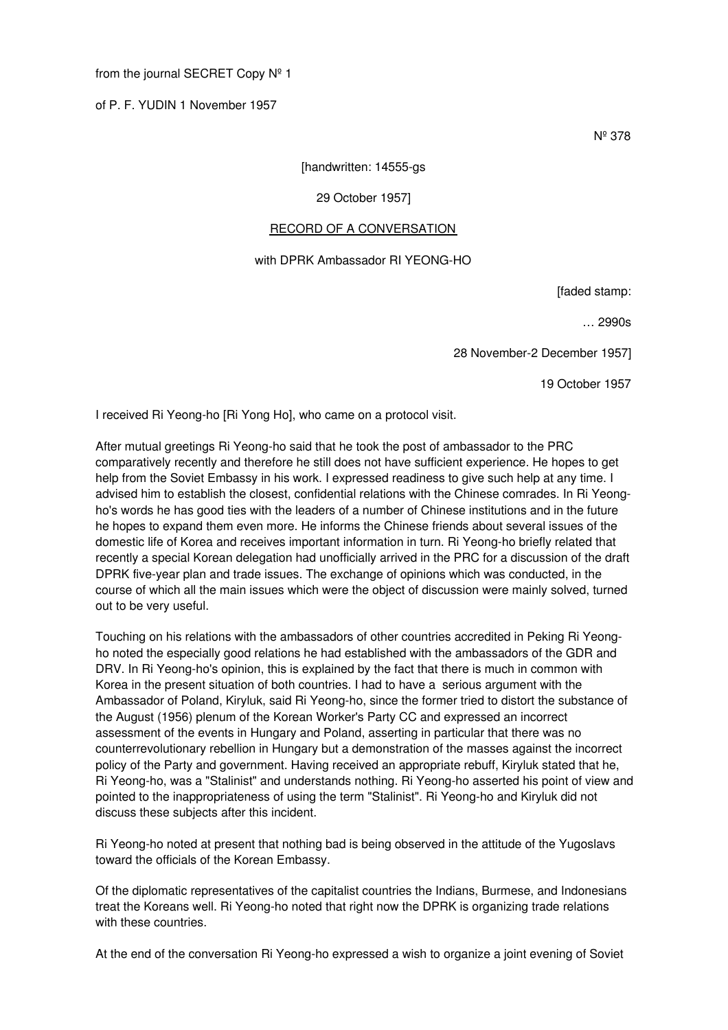from the journal SECRET Copy Nº 1

of P. F. YUDIN 1 November 1957

Nº 378

[handwritten: 14555-gs

29 October 1957]

RECORD OF A CONVERSATION

with DPRK Ambassador RI YEONG-HO

[faded stamp:

… 2990s

28 November-2 December 1957]

19 October 1957

I received Ri Yeong-ho [Ri Yong Ho], who came on a protocol visit.

After mutual greetings Ri Yeong-ho said that he took the post of ambassador to the PRC comparatively recently and therefore he still does not have sufficient experience. He hopes to get help from the Soviet Embassy in his work. I expressed readiness to give such help at any time. I advised him to establish the closest, confidential relations with the Chinese comrades. In Ri Yeong-ho's words he has good ties with the leaders of a number of Chinese institutions and in the future he hopes to expand them even more. He informs the Chinese friends about several issues of the domestic life of Korea and receives important information in turn. Ri Yeong-ho briefly related that recently a special Korean delegation had unofficially arrived in the PRC for a discussion of the draft DPRK five-year plan and trade issues. The exchange of opinions which was conducted, in the course of which all the main issues which were the object of discussion were mainly solved, turned out to be very useful.

Touching on his relations with the ambassadors of other countries accredited in Peking Ri Yeong-ho noted the especially good relations he had established with the ambassadors of the GDR and DRV. In Ri Yeong-ho's opinion, this is explained by the fact that there is much in common with Korea in the present situation of both countries. I had to have a serious argument with the Ambassador of Poland, Kiryluk, said Ri Yeong-ho, since the former tried to distort the substance of the August (1956) plenum of the Korean Worker's Party CC and expressed an incorrect assessment of the events in Hungary and Poland, asserting in particular that there was no counterrevolutionary rebellion in Hungary but a demonstration of the masses against the incorrect policy of the Party and government. Having received an appropriate rebuff, Kiryluk stated that he, Ri Yeong-ho, was a "Stalinist" and understands nothing. Ri Yeong-ho asserted his point of view and pointed to the inappropriateness of using the term "Stalinist". Ri Yeong-ho and Kiryluk did not discuss these subjects after this incident.

Ri Yeong-ho noted at present that nothing bad is being observed in the attitude of the Yugoslavs toward the officials of the Korean Embassy.

Of the diplomatic representatives of the capitalist countries the Indians, Burmese, and Indonesians treat the Koreans well. Ri Yeong-ho noted that right now the DPRK is organizing trade relations with these countries.

At the end of the conversation Ri Yeong-ho expressed a wish to organize a joint evening of Soviet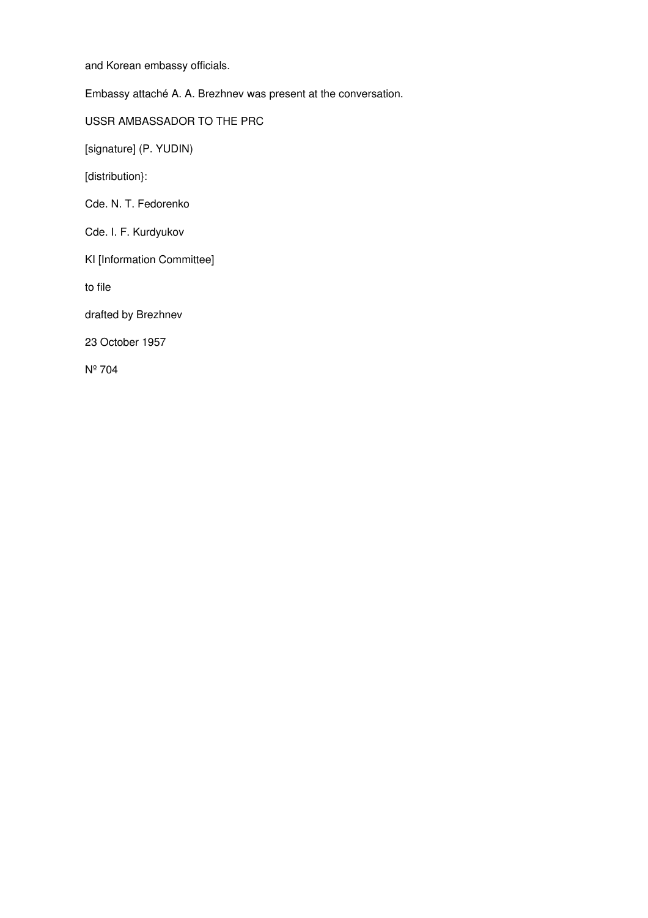and Korean embassy officials.

Embassy attaché A. A. Brezhnev was present at the conversation.

USSR AMBASSADOR TO THE PRC

[signature] (P. YUDIN)

[distribution}:

Cde. N. T. Fedorenko

Cde. I. F. Kurdyukov

KI [Information Committee]

to file

drafted by Brezhnev

23 October 1957

Nº 704